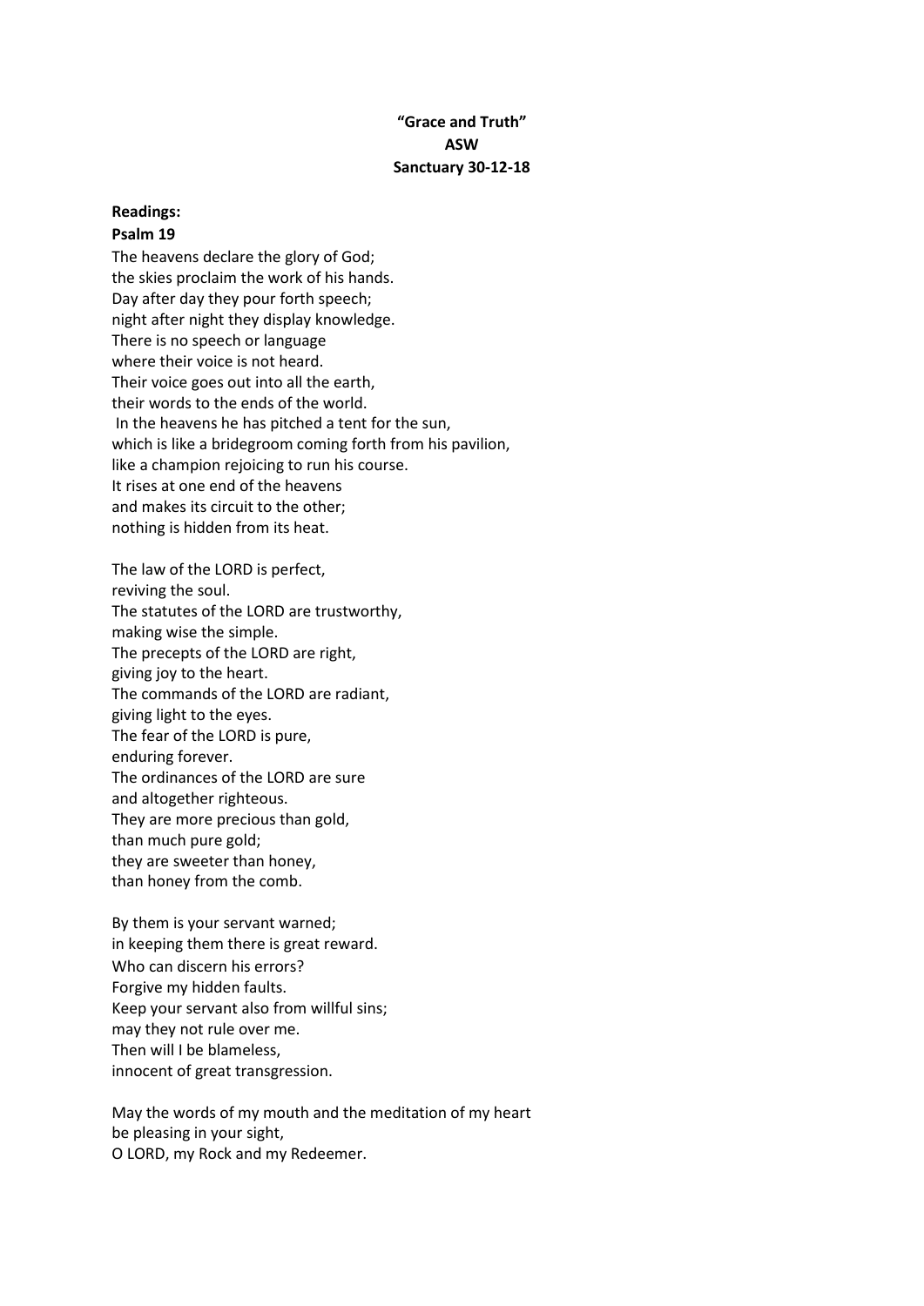**“Grace and Truth”**
**ASW**
**Sanctuary 30-12-18**

**Readings:**

**Psalm 19**

The heavens declare the glory of God;
the skies proclaim the work of his hands.
Day after day they pour forth speech;
night after night they display knowledge.
There is no speech or language
where their voice is not heard.
Their voice goes out into all the earth,
their words to the ends of the world.
In the heavens he has pitched a tent for the sun,
which is like a bridegroom coming forth from his pavilion,
like a champion rejoicing to run his course.
It rises at one end of the heavens
and makes its circuit to the other;
nothing is hidden from its heat.

The law of the LORD is perfect,
reviving the soul.
The statutes of the LORD are trustworthy,
making wise the simple.
The precepts of the LORD are right,
giving joy to the heart.
The commands of the LORD are radiant,
giving light to the eyes.
The fear of the LORD is pure,
enduring forever.
The ordinances of the LORD are sure
and altogether righteous.
They are more precious than gold,
than much pure gold;
they are sweeter than honey,
than honey from the comb.

By them is your servant warned;
in keeping them there is great reward.
Who can discern his errors?
Forgive my hidden faults.
Keep your servant also from willful sins;
may they not rule over me.
Then will I be blameless,
innocent of great transgression.

May the words of my mouth and the meditation of my heart
be pleasing in your sight,
O LORD, my Rock and my Redeemer.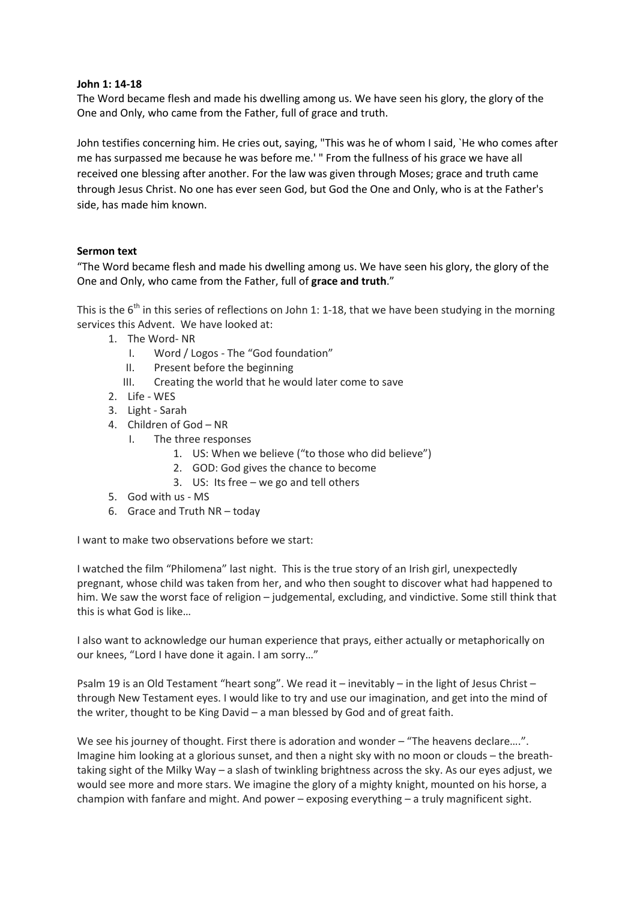**John 1: 14-18**

The Word became flesh and made his dwelling among us. We have seen his glory, the glory of the One and Only, who came from the Father, full of grace and truth.

John testifies concerning him. He cries out, saying, "This was he of whom I said, `He who comes after me has surpassed me because he was before me.' " From the fullness of his grace we have all received one blessing after another. For the law was given through Moses; grace and truth came through Jesus Christ. No one has ever seen God, but God the One and Only, who is at the Father's side, has made him known.

**Sermon text**

"The Word became flesh and made his dwelling among us. We have seen his glory, the glory of the One and Only, who came from the Father, full of **grace and truth**."

This is the 6th in this series of reflections on John 1: 1-18, that we have been studying in the morning services this Advent. We have looked at:

1. The Word- NR
   - I. Word / Logos - The "God foundation"
   - II. Present before the beginning
   - III. Creating the world that he would later come to save
2. Life - WES
3. Light - Sarah
4. Children of God – NR
   - I. The three responses
     1. US: When we believe ("to those who did believe")
     2. GOD: God gives the chance to become
     3. US: Its free – we go and tell others
5. God with us - MS
6. Grace and Truth NR – today

I want to make two observations before we start:

I watched the film "Philomena" last night. This is the true story of an Irish girl, unexpectedly pregnant, whose child was taken from her, and who then sought to discover what had happened to him. We saw the worst face of religion – judgemental, excluding, and vindictive. Some still think that this is what God is like…

I also want to acknowledge our human experience that prays, either actually or metaphorically on our knees, "Lord I have done it again. I am sorry…"

Psalm 19 is an Old Testament "heart song". We read it – inevitably – in the light of Jesus Christ – through New Testament eyes. I would like to try and use our imagination, and get into the mind of the writer, thought to be King David – a man blessed by God and of great faith.

We see his journey of thought. First there is adoration and wonder – "The heavens declare….". Imagine him looking at a glorious sunset, and then a night sky with no moon or clouds – the breath-taking sight of the Milky Way – a slash of twinkling brightness across the sky. As our eyes adjust, we would see more and more stars. We imagine the glory of a mighty knight, mounted on his horse, a champion with fanfare and might. And power – exposing everything – a truly magnificent sight.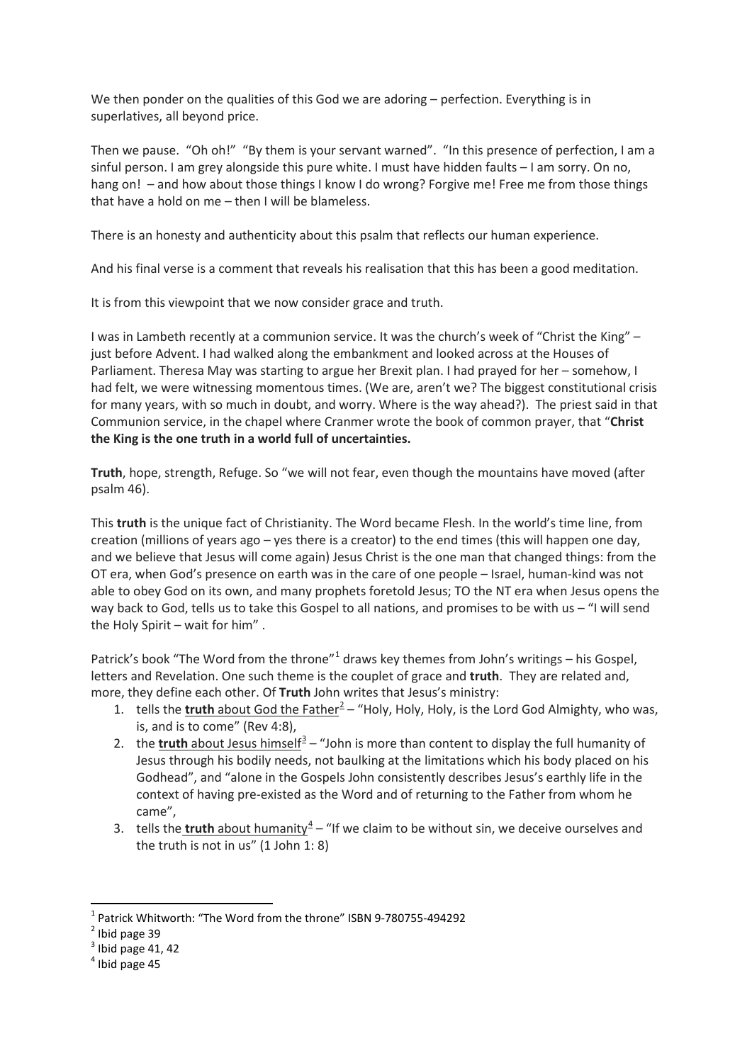We then ponder on the qualities of this God we are adoring – perfection. Everything is in superlatives, all beyond price.

Then we pause. "Oh oh!" "By them is your servant warned". "In this presence of perfection, I am a sinful person. I am grey alongside this pure white. I must have hidden faults – I am sorry. On no, hang on! – and how about those things I know I do wrong? Forgive me! Free me from those things that have a hold on me – then I will be blameless.

There is an honesty and authenticity about this psalm that reflects our human experience.

And his final verse is a comment that reveals his realisation that this has been a good meditation.

It is from this viewpoint that we now consider grace and truth.

I was in Lambeth recently at a communion service. It was the church's week of "Christ the King" – just before Advent. I had walked along the embankment and looked across at the Houses of Parliament. Theresa May was starting to argue her Brexit plan. I had prayed for her – somehow, I had felt, we were witnessing momentous times. (We are, aren't we? The biggest constitutional crisis for many years, with so much in doubt, and worry. Where is the way ahead?). The priest said in that Communion service, in the chapel where Cranmer wrote the book of common prayer, that "**Christ the King is the one truth in a world full of uncertainties.**

**Truth**, hope, strength, Refuge. So "we will not fear, even though the mountains have moved (after psalm 46).

This **truth** is the unique fact of Christianity. The Word became Flesh. In the world's time line, from creation (millions of years ago – yes there is a creator) to the end times (this will happen one day, and we believe that Jesus will come again) Jesus Christ is the one man that changed things: from the OT era, when God's presence on earth was in the care of one people – Israel, human-kind was not able to obey God on its own, and many prophets foretold Jesus; TO the NT era when Jesus opens the way back to God, tells us to take this Gospel to all nations, and promises to be with us – "I will send the Holy Spirit – wait for him" .

Patrick's book "The Word from the throne"[1] draws key themes from John's writings – his Gospel, letters and Revelation. One such theme is the couplet of grace and **truth**. They are related and, more, they define each other. Of **Truth** John writes that Jesus's ministry:

1. tells the <u>**truth** about God the Father</u>[2] – "Holy, Holy, Holy, is the Lord God Almighty, who was, is, and is to come" (Rev 4:8),
2. the <u>**truth** about Jesus himself</u>[3] – "John is more than content to display the full humanity of Jesus through his bodily needs, not baulking at the limitations which his body placed on his Godhead", and "alone in the Gospels John consistently describes Jesus's earthly life in the context of having pre-existed as the Word and of returning to the Father from whom he came",
3. tells the <u>**truth** about humanity</u>[4] – "If we claim to be without sin, we deceive ourselves and the truth is not in us" (1 John 1: 8)

---

[1] Patrick Whitworth: "The Word from the throne" ISBN 9-780755-494292

[2] Ibid page 39

[3] Ibid page 41, 42

[4] Ibid page 45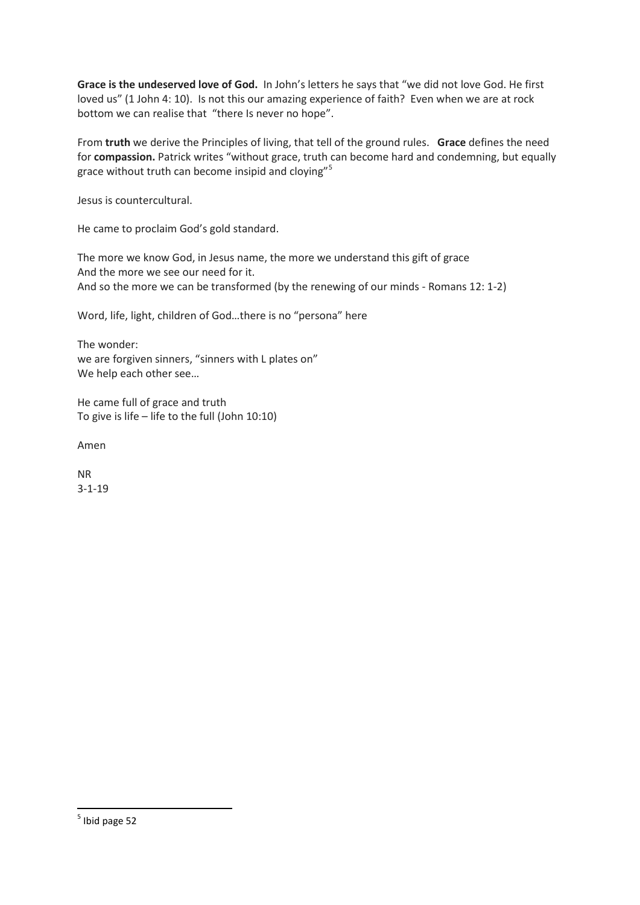**Grace is the undeserved love of God.** In John's letters he says that "we did not love God. He first loved us" (1 John 4: 10). Is not this our amazing experience of faith? Even when we are at rock bottom we can realise that "there Is never no hope".

From **truth** we derive the Principles of living, that tell of the ground rules. **Grace** defines the need for **compassion.** Patrick writes "without grace, truth can become hard and condemning, but equally grace without truth can become insipid and cloying"[5]

Jesus is countercultural.

He came to proclaim God's gold standard.

The more we know God, in Jesus name, the more we understand this gift of grace
And the more we see our need for it.
And so the more we can be transformed (by the renewing of our minds - Romans 12: 1-2)

Word, life, light, children of God…there is no "persona" here

The wonder:
we are forgiven sinners, "sinners with L plates on"
We help each other see…

He came full of grace and truth
To give is life – life to the full (John 10:10)

Amen

NR
3-1-19

---

[5] Ibid page 52